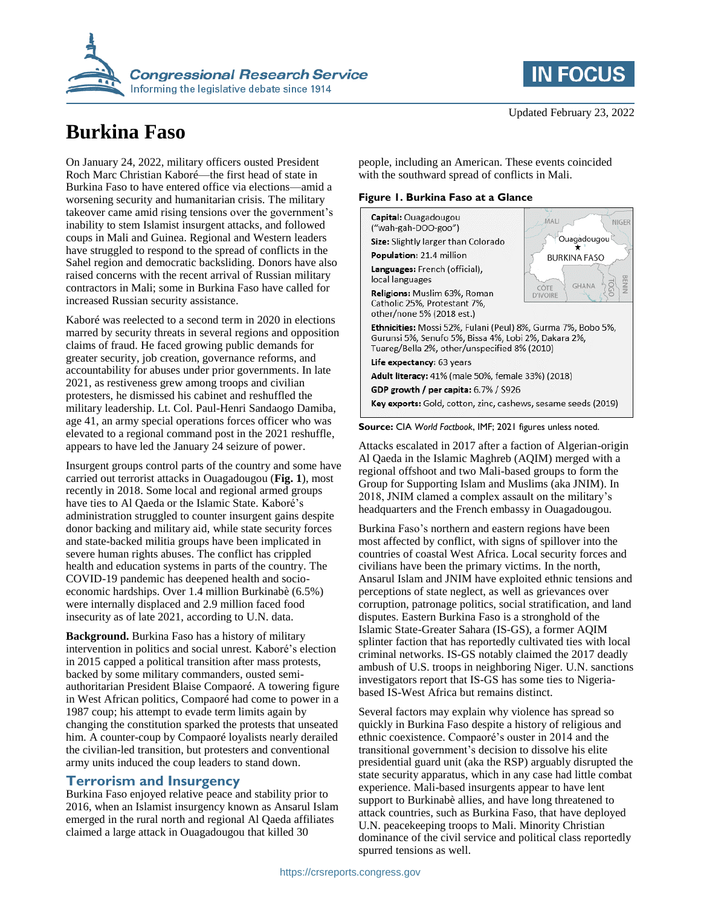Updated February 23, 2022

# Burkina Faso

On January 24, 2022, military officers ousted President Roch Marc Christian Kaboré—the first head of state in Burkina Faso to have entered office via elections—amid a worsening security and humanitarian crisis. The military takeover came amid rising tensions over the government's inability to stem Islamist insurgent attacks, and followed coups in Mali and Guinea. Regional and Western leaders have struggled to respond to the spread of conflicts in the Sahel region and democratic backsliding. Donors have also raised concerns with the recent arrival of Russian military contractors in Mali; some in Burkina Faso have called for increased Russian security assistance.

Kaboré was reelected to a second term in 2020 in elections marred by security threats in several regions and opposition claims of fraud. He faced growing public demands for greater security, job creation, governance reforms, and accountability for abuses under prior governments. In late 2021, as restiveness grew among troops and civilian protesters, he dismissed his cabinet and reshuffled the military leadership. Lt. Col. Paul-Henri Sandaogo Damiba, age 41, an army special operations forces officer who was elevated to a regional command post in the 2021 reshuffle, appears to have led the January 24 seizure of power.

Insurgent groups control parts of the country and some have carried out terrorist attacks in Ouagadougou (**Fig. 1**), most recently in 2018. Some local and regional armed groups have ties to Al Qaeda or the Islamic State. Kaboré's administration struggled to counter insurgent gains despite donor backing and military aid, while state security forces and state-backed militia groups have been implicated in severe human rights abuses. The conflict has crippled health and education systems in parts of the country. The COVID-19 pandemic has deepened health and socio-economic hardships. Over 1.4 million Burkinabè (6.5%) were internally displaced and 2.9 million faced food insecurity as of late 2021, according to U.N. data.

**Background.** Burkina Faso has a history of military intervention in politics and social unrest. Kaboré's election in 2015 capped a political transition after mass protests, backed by some military commanders, ousted semi-authoritarian President Blaise Compaoré. A towering figure in West African politics, Compaoré had come to power in a 1987 coup; his attempt to evade term limits again by changing the constitution sparked the protests that unseated him. A counter-coup by Compaoré loyalists nearly derailed the civilian-led transition, but protesters and conventional army units induced the coup leaders to stand down.

## Terrorism and Insurgency

Burkina Faso enjoyed relative peace and stability prior to 2016, when an Islamist insurgency known as Ansarul Islam emerged in the rural north and regional Al Qaeda affiliates claimed a large attack in Ouagadougou that killed 30 people, including an American. These events coincided with the southward spread of conflicts in Mali.

**Figure 1. Burkina Faso at a Glance**

**Capital:** Ouagadougou ("wah-gah-DOO-goo")

**Size:** Slightly larger than Colorado

**Population:** 21.4 million

**Languages:** French (official), local languages

**Religions:** Muslim 63%, Roman Catholic 25%, Protestant 7%, other/none 5% (2018 est.)

**Ethnicities:** Mossi 52%, Fulani (Peul) 8%, Gurma 7%, Bobo 5%, Gurunsi 5%, Senufo 5%, Bissa 4%, Lobi 2%, Dakara 2%, Tuareg/Bella 2%, other/unspecified 8% (2010)

**Life expectancy:** 63 years

**Adult literacy:** 41% (male 50%, female 33%) (2018)

**GDP growth / per capita:** 6.7% / $926

**Key exports:** Gold, cotton, zinc, cashews, sesame seeds (2019)

**Source:** CIA *World Factbook*, IMF; 2021 figures unless noted.

Attacks escalated in 2017 after a faction of Algerian-origin Al Qaeda in the Islamic Maghreb (AQIM) merged with a regional offshoot and two Mali-based groups to form the Group for Supporting Islam and Muslims (aka JNIM). In 2018, JNIM clamed a complex assault on the military's headquarters and the French embassy in Ouagadougou.

Burkina Faso's northern and eastern regions have been most affected by conflict, with signs of spillover into the countries of coastal West Africa. Local security forces and civilians have been the primary victims. In the north, Ansarul Islam and JNIM have exploited ethnic tensions and perceptions of state neglect, as well as grievances over corruption, patronage politics, social stratification, and land disputes. Eastern Burkina Faso is a stronghold of the Islamic State-Greater Sahara (IS-GS), a former AQIM splinter faction that has reportedly cultivated ties with local criminal networks. IS-GS notably claimed the 2017 deadly ambush of U.S. troops in neighboring Niger. U.N. sanctions investigators report that IS-GS has some ties to Nigeria-based IS-West Africa but remains distinct.

Several factors may explain why violence has spread so quickly in Burkina Faso despite a history of religious and ethnic coexistence. Compaoré's ouster in 2014 and the transitional government's decision to dissolve his elite presidential guard unit (aka the RSP) arguably disrupted the state security apparatus, which in any case had little combat experience. Mali-based insurgents appear to have lent support to Burkinabè allies, and have long threatened to attack countries, such as Burkina Faso, that have deployed U.N. peacekeeping troops to Mali. Minority Christian dominance of the civil service and political class reportedly spurred tensions as well.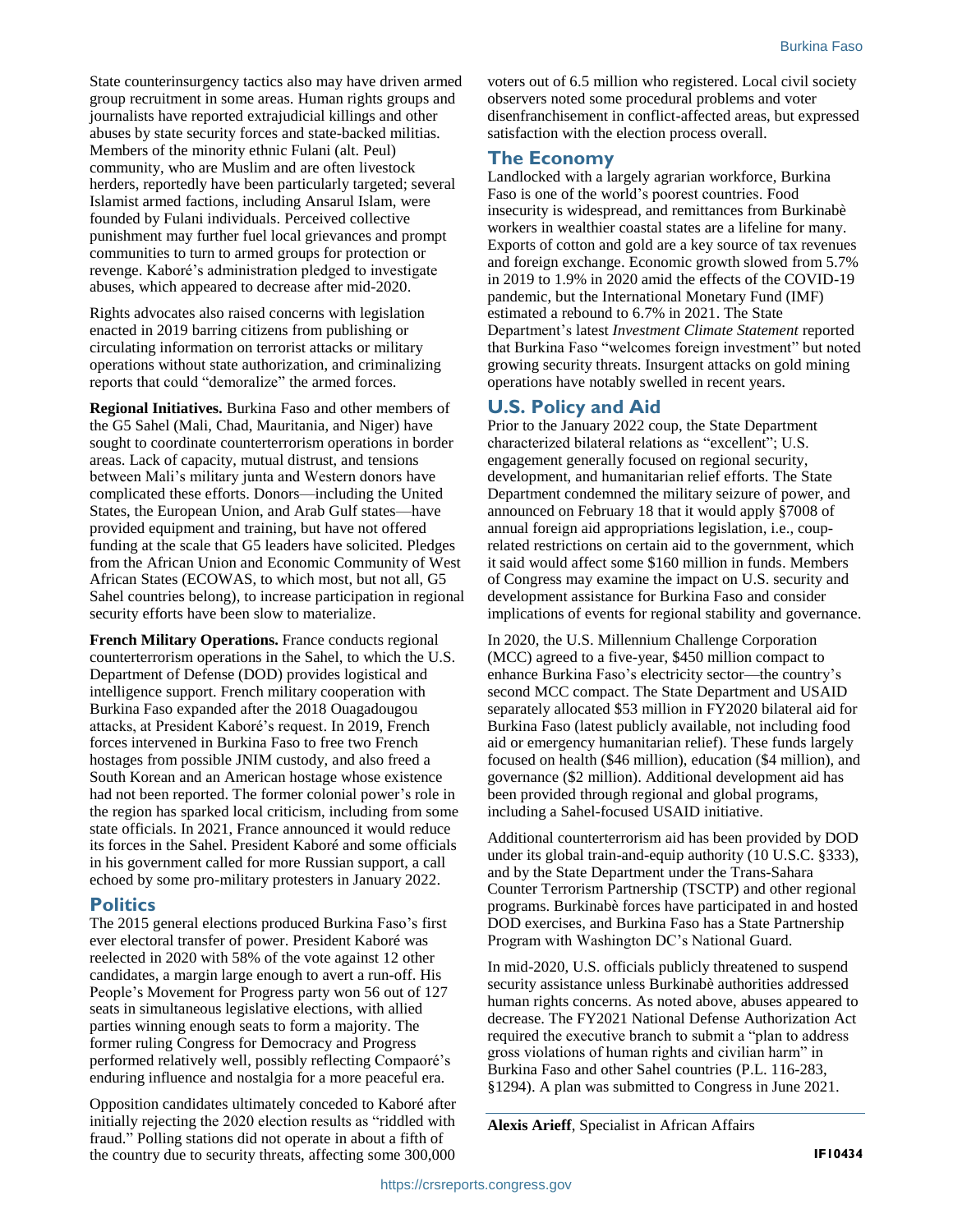State counterinsurgency tactics also may have driven armed group recruitment in some areas. Human rights groups and journalists have reported extrajudicial killings and other abuses by state security forces and state-backed militias. Members of the minority ethnic Fulani (alt. Peul) community, who are Muslim and are often livestock herders, reportedly have been particularly targeted; several Islamist armed factions, including Ansarul Islam, were founded by Fulani individuals. Perceived collective punishment may further fuel local grievances and prompt communities to turn to armed groups for protection or revenge. Kaboré's administration pledged to investigate abuses, which appeared to decrease after mid-2020.

Rights advocates also raised concerns with legislation enacted in 2019 barring citizens from publishing or circulating information on terrorist attacks or military operations without state authorization, and criminalizing reports that could "demoralize" the armed forces.

**Regional Initiatives.** Burkina Faso and other members of the G5 Sahel (Mali, Chad, Mauritania, and Niger) have sought to coordinate counterterrorism operations in border areas. Lack of capacity, mutual distrust, and tensions between Mali's military junta and Western donors have complicated these efforts. Donors—including the United States, the European Union, and Arab Gulf states—have provided equipment and training, but have not offered funding at the scale that G5 leaders have solicited. Pledges from the African Union and Economic Community of West African States (ECOWAS, to which most, but not all, G5 Sahel countries belong), to increase participation in regional security efforts have been slow to materialize.

**French Military Operations.** France conducts regional counterterrorism operations in the Sahel, to which the U.S. Department of Defense (DOD) provides logistical and intelligence support. French military cooperation with Burkina Faso expanded after the 2018 Ouagadougou attacks, at President Kaboré's request. In 2019, French forces intervened in Burkina Faso to free two French hostages from possible JNIM custody, and also freed a South Korean and an American hostage whose existence had not been reported. The former colonial power's role in the region has sparked local criticism, including from some state officials. In 2021, France announced it would reduce its forces in the Sahel. President Kaboré and some officials in his government called for more Russian support, a call echoed by some pro-military protesters in January 2022.

## Politics

The 2015 general elections produced Burkina Faso's first ever electoral transfer of power. President Kaboré was reelected in 2020 with 58% of the vote against 12 other candidates, a margin large enough to avert a run-off. His People's Movement for Progress party won 56 out of 127 seats in simultaneous legislative elections, with allied parties winning enough seats to form a majority. The former ruling Congress for Democracy and Progress performed relatively well, possibly reflecting Compaoré's enduring influence and nostalgia for a more peaceful era.

Opposition candidates ultimately conceded to Kaboré after initially rejecting the 2020 election results as "riddled with fraud." Polling stations did not operate in about a fifth of the country due to security threats, affecting some 300,000 voters out of 6.5 million who registered. Local civil society observers noted some procedural problems and voter disenfranchisement in conflict-affected areas, but expressed satisfaction with the election process overall.

## The Economy

Landlocked with a largely agrarian workforce, Burkina Faso is one of the world's poorest countries. Food insecurity is widespread, and remittances from Burkinabè workers in wealthier coastal states are a lifeline for many. Exports of cotton and gold are a key source of tax revenues and foreign exchange. Economic growth slowed from 5.7% in 2019 to 1.9% in 2020 amid the effects of the COVID-19 pandemic, but the International Monetary Fund (IMF) estimated a rebound to 6.7% in 2021. The State Department's latest *Investment Climate Statement* reported that Burkina Faso "welcomes foreign investment" but noted growing security threats. Insurgent attacks on gold mining operations have notably swelled in recent years.

## U.S. Policy and Aid

Prior to the January 2022 coup, the State Department characterized bilateral relations as "excellent"; U.S. engagement generally focused on regional security, development, and humanitarian relief efforts. The State Department condemned the military seizure of power, and announced on February 18 that it would apply §7008 of annual foreign aid appropriations legislation, i.e., coup-related restrictions on certain aid to the government, which it said would affect some $160 million in funds. Members of Congress may examine the impact on U.S. security and development assistance for Burkina Faso and consider implications of events for regional stability and governance.

In 2020, the U.S. Millennium Challenge Corporation (MCC) agreed to a five-year, $450 million compact to enhance Burkina Faso's electricity sector—the country's second MCC compact. The State Department and USAID separately allocated $53 million in FY2020 bilateral aid for Burkina Faso (latest publicly available, not including food aid or emergency humanitarian relief). These funds largely focused on health ($46 million), education ($4 million), and governance ($2 million). Additional development aid has been provided through regional and global programs, including a Sahel-focused USAID initiative.

Additional counterterrorism aid has been provided by DOD under its global train-and-equip authority (10 U.S.C. §333), and by the State Department under the Trans-Sahara Counter Terrorism Partnership (TSCTP) and other regional programs. Burkinabè forces have participated in and hosted DOD exercises, and Burkina Faso has a State Partnership Program with Washington DC's National Guard.

In mid-2020, U.S. officials publicly threatened to suspend security assistance unless Burkinabè authorities addressed human rights concerns. As noted above, abuses appeared to decrease. The FY2021 National Defense Authorization Act required the executive branch to submit a "plan to address gross violations of human rights and civilian harm" in Burkina Faso and other Sahel countries (P.L. 116-283, §1294). A plan was submitted to Congress in June 2021.

**Alexis Arieff**, Specialist in African Affairs

IF10434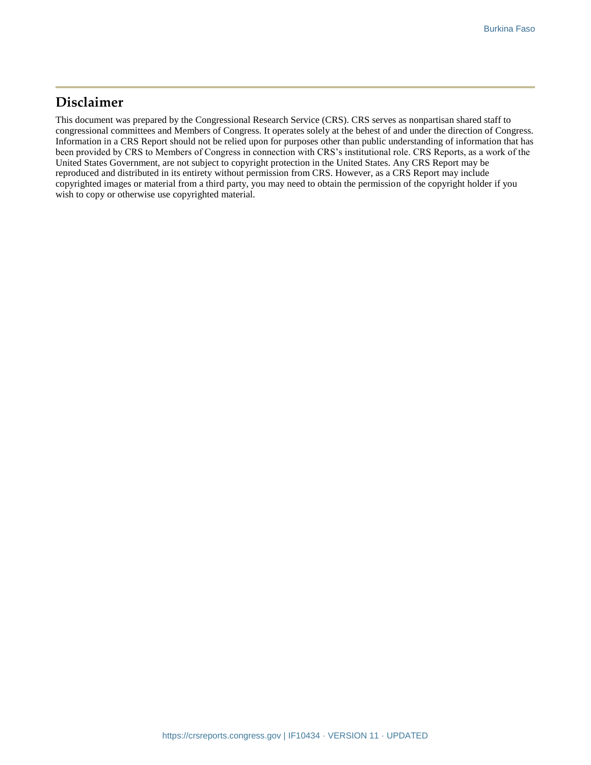## Disclaimer

This document was prepared by the Congressional Research Service (CRS). CRS serves as nonpartisan shared staff to congressional committees and Members of Congress. It operates solely at the behest of and under the direction of Congress. Information in a CRS Report should not be relied upon for purposes other than public understanding of information that has been provided by CRS to Members of Congress in connection with CRS's institutional role. CRS Reports, as a work of the United States Government, are not subject to copyright protection in the United States. Any CRS Report may be reproduced and distributed in its entirety without permission from CRS. However, as a CRS Report may include copyrighted images or material from a third party, you may need to obtain the permission of the copyright holder if you wish to copy or otherwise use copyrighted material.